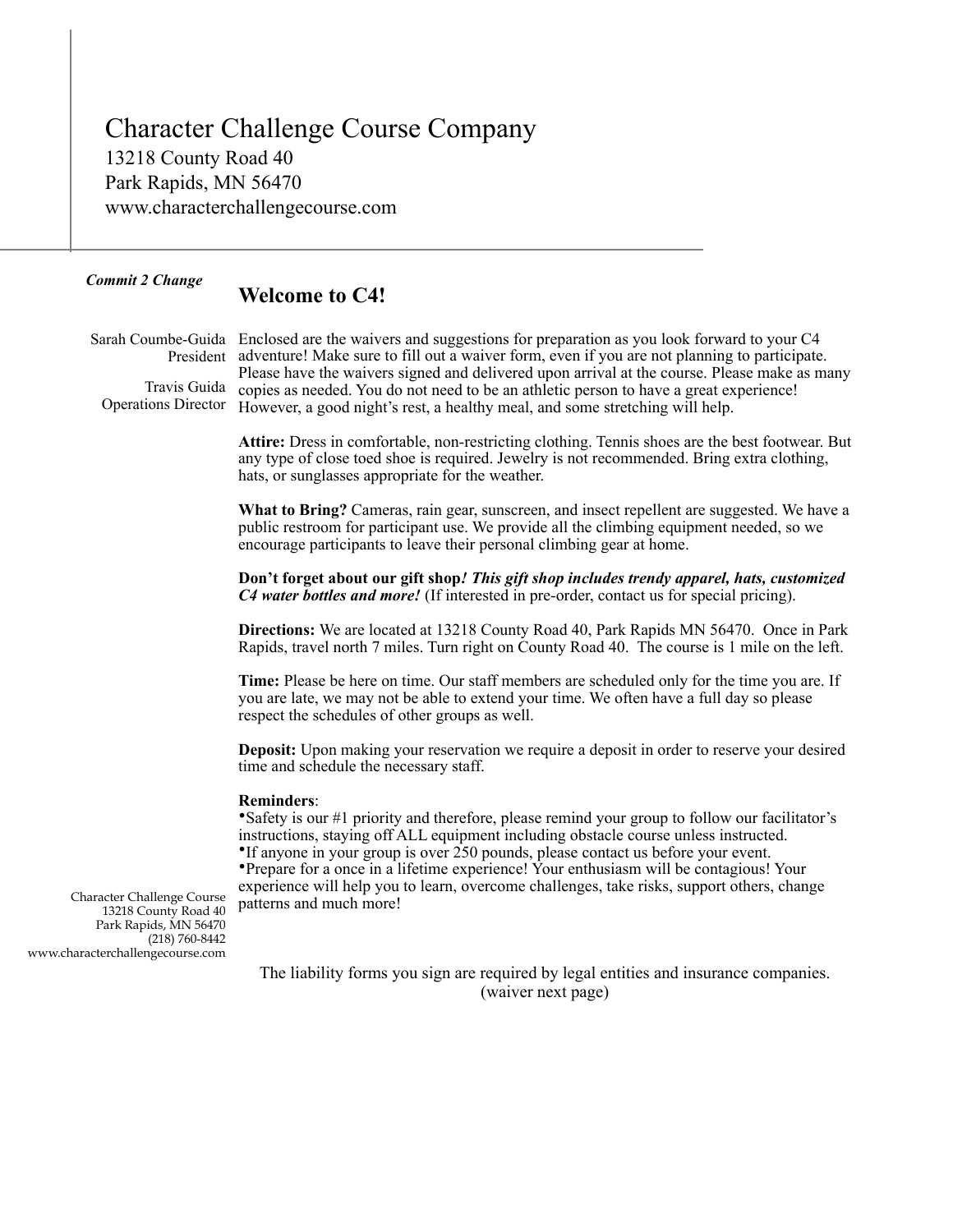# Character Challenge Course Company

13218 County Road 40
Park Rapids, MN 56470
www.characterchallengecourse.com

***Commit 2 Change***

Sarah Coumbe-Guida
President

Travis Guida
Operations Director

## Welcome to C4!

Enclosed are the waivers and suggestions for preparation as you look forward to your C4 adventure! Make sure to fill out a waiver form, even if you are not planning to participate. Please have the waivers signed and delivered upon arrival at the course. Please make as many copies as needed. You do not need to be an athletic person to have a great experience! However, a good night's rest, a healthy meal, and some stretching will help.

**Attire:** Dress in comfortable, non-restricting clothing. Tennis shoes are the best footwear. But any type of close toed shoe is required. Jewelry is not recommended. Bring extra clothing, hats, or sunglasses appropriate for the weather.

**What to Bring?** Cameras, rain gear, sunscreen, and insect repellent are suggested. We have a public restroom for participant use. We provide all the climbing equipment needed, so we encourage participants to leave their personal climbing gear at home.

**Don't forget about our gift shop*! This gift shop includes trendy apparel, hats, customized C4 water bottles and more!*** (If interested in pre-order, contact us for special pricing).

**Directions:** We are located at 13218 County Road 40, Park Rapids MN 56470. Once in Park Rapids, travel north 7 miles. Turn right on County Road 40. The course is 1 mile on the left.

**Time:** Please be here on time. Our staff members are scheduled only for the time you are. If you are late, we may not be able to extend your time. We often have a full day so please respect the schedules of other groups as well.

**Deposit:** Upon making your reservation we require a deposit in order to reserve your desired time and schedule the necessary staff.

**Reminders**:

- Safety is our #1 priority and therefore, please remind your group to follow our facilitator's instructions, staying off ALL equipment including obstacle course unless instructed.
- If anyone in your group is over 250 pounds, please contact us before your event.
- Prepare for a once in a lifetime experience! Your enthusiasm will be contagious! Your experience will help you to learn, overcome challenges, take risks, support others, change patterns and much more!

Character Challenge Course
13218 County Road 40
Park Rapids, MN 56470
(218) 760-8442
www.characterchallengecourse.com

The liability forms you sign are required by legal entities and insurance companies.
(waiver next page)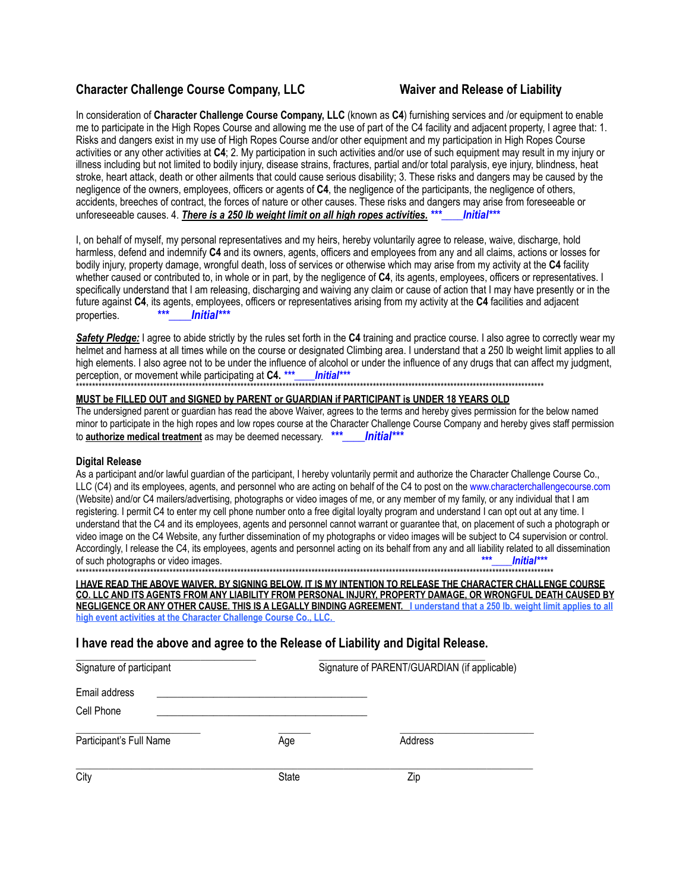**Character Challenge Course Company, LLC** **Waiver and Release of Liability**

In consideration of **Character Challenge Course Company, LLC** (known as **C4**) furnishing services and /or equipment to enable me to participate in the High Ropes Course and allowing me the use of part of the C4 facility and adjacent property, I agree that: 1. Risks and dangers exist in my use of High Ropes Course and/or other equipment and my participation in High Ropes Course activities or any other activities at **C4**; 2. My participation in such activities and/or use of such equipment may result in my injury or illness including but not limited to bodily injury, disease strains, fractures, partial and/or total paralysis, eye injury, blindness, heat stroke, heart attack, death or other ailments that could cause serious disability; 3. These risks and dangers may be caused by the negligence of the owners, employees, officers or agents of **C4**, the negligence of the participants, the negligence of others, accidents, breeches of contract, the forces of nature or other causes. These risks and dangers may arise from foreseeable or unforeseeable causes. 4. ***There is a 250 lb weight limit on all high ropes activities.*** ***\*\*\*____Initial\*\*\****

I, on behalf of myself, my personal representatives and my heirs, hereby voluntarily agree to release, waive, discharge, hold harmless, defend and indemnify **C4** and its owners, agents, officers and employees from any and all claims, actions or losses for bodily injury, property damage, wrongful death, loss of services or otherwise which may arise from my activity at the **C4** facility whether caused or contributed to, in whole or in part, by the negligence of **C4**, its agents, employees, officers or representatives. I specifically understand that I am releasing, discharging and waiving any claim or cause of action that I may have presently or in the future against **C4**, its agents, employees, officers or representatives arising from my activity at the **C4** facilities and adjacent properties. ***\*\*\*____Initial\*\*\****

***Safety Pledge:*** I agree to abide strictly by the rules set forth in the **C4** training and practice course. I also agree to correctly wear my helmet and harness at all times while on the course or designated Climbing area. I understand that a 250 lb weight limit applies to all high elements. I also agree not to be under the influence of alcohol or under the influence of any drugs that can affect my judgment, perception, or movement while participating at **C4.** ***\*\*\*____Initial\*\*\****

---

**MUST be FILLED OUT and SIGNED by PARENT or GUARDIAN if PARTICIPANT is UNDER 18 YEARS OLD**

The undersigned parent or guardian has read the above Waiver, agrees to the terms and hereby gives permission for the below named minor to participate in the high ropes and low ropes course at the Character Challenge Course Company and hereby gives staff permission to **authorize medical treatment** as may be deemed necessary. ***\*\*\*____Initial\*\*\****

**Digital Release**

As a participant and/or lawful guardian of the participant, I hereby voluntarily permit and authorize the Character Challenge Course Co., LLC (C4) and its employees, agents, and personnel who are acting on behalf of the C4 to post on the www.characterchallengecourse.com (Website) and/or C4 mailers/advertising, photographs or video images of me, or any member of my family, or any individual that I am registering. I permit C4 to enter my cell phone number onto a free digital loyalty program and understand I can opt out at any time. I understand that the C4 and its employees, agents and personnel cannot warrant or guarantee that, on placement of such a photograph or video image on the C4 Website, any further dissemination of my photographs or video images will be subject to C4 supervision or control. Accordingly, I release the C4, its employees, agents and personnel acting on its behalf from any and all liability related to all dissemination of such photographs or video images. ***\*\*\*____Initial\*\*\****

---

**I HAVE READ THE ABOVE WAIVER. BY SIGNING BELOW, IT IS MY INTENTION TO RELEASE THE CHARACTER CHALLENGE COURSE CO. LLC AND ITS AGENTS FROM ANY LIABILITY FROM PERSONAL INJURY, PROPERTY DAMAGE, OR WRONGFUL DEATH CAUSED BY NEGLIGENCE OR ANY OTHER CAUSE. THIS IS A LEGALLY BINDING AGREEMENT. I understand that a 250 lb. weight limit applies to all high event activities at the Character Challenge Course Co., LLC.**

## I have read the above and agree to the Release of Liability and Digital Release.

______________________________ Signature of participant

______________________________ Signature of PARENT/GUARDIAN (if applicable)

Email address ______________________________

Cell Phone ______________________________

______________________ Participant's Full Name

______ Age

______________________ Address

______________________ City

State

Zip